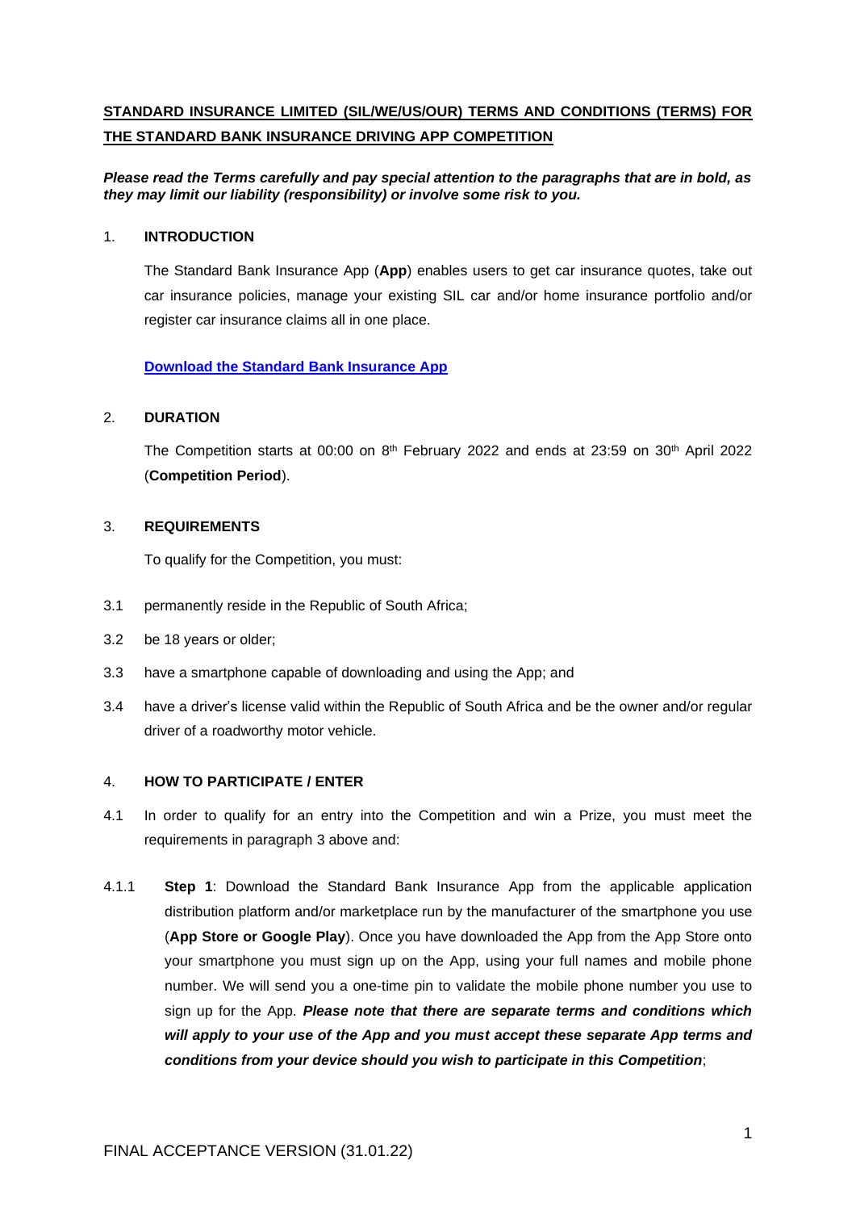# **STANDARD INSURANCE LIMITED (SIL/WE/US/OUR) TERMS AND CONDITIONS (TERMS) FOR THE STANDARD BANK INSURANCE DRIVING APP COMPETITION**

***Please read the Terms carefully and pay special attention to the paragraphs that are in bold, as they may limit our liability (responsibility) or involve some risk to you.***

## 1. **INTRODUCTION**

The Standard Bank Insurance App (**App**) enables users to get car insurance quotes, take out car insurance policies, manage your existing SIL car and/or home insurance portfolio and/or register car insurance claims all in one place.

**Download the Standard Bank Insurance App**

## 2. **DURATION**

The Competition starts at 00:00 on 8th February 2022 and ends at 23:59 on 30th April 2022 (**Competition Period**).

## 3. **REQUIREMENTS**

To qualify for the Competition, you must:

3.1 permanently reside in the Republic of South Africa;

3.2 be 18 years or older;

3.3 have a smartphone capable of downloading and using the App; and

3.4 have a driver's license valid within the Republic of South Africa and be the owner and/or regular driver of a roadworthy motor vehicle.

## 4. **HOW TO PARTICIPATE / ENTER**

4.1 In order to qualify for an entry into the Competition and win a Prize, you must meet the requirements in paragraph 3 above and:

4.1.1 **Step 1**: Download the Standard Bank Insurance App from the applicable application distribution platform and/or marketplace run by the manufacturer of the smartphone you use (**App Store or Google Play**). Once you have downloaded the App from the App Store onto your smartphone you must sign up on the App, using your full names and mobile phone number. We will send you a one-time pin to validate the mobile phone number you use to sign up for the App. ***Please note that there are separate terms and conditions which will apply to your use of the App and you must accept these separate App terms and conditions from your device should you wish to participate in this Competition***;

FINAL ACCEPTANCE VERSION (31.01.22)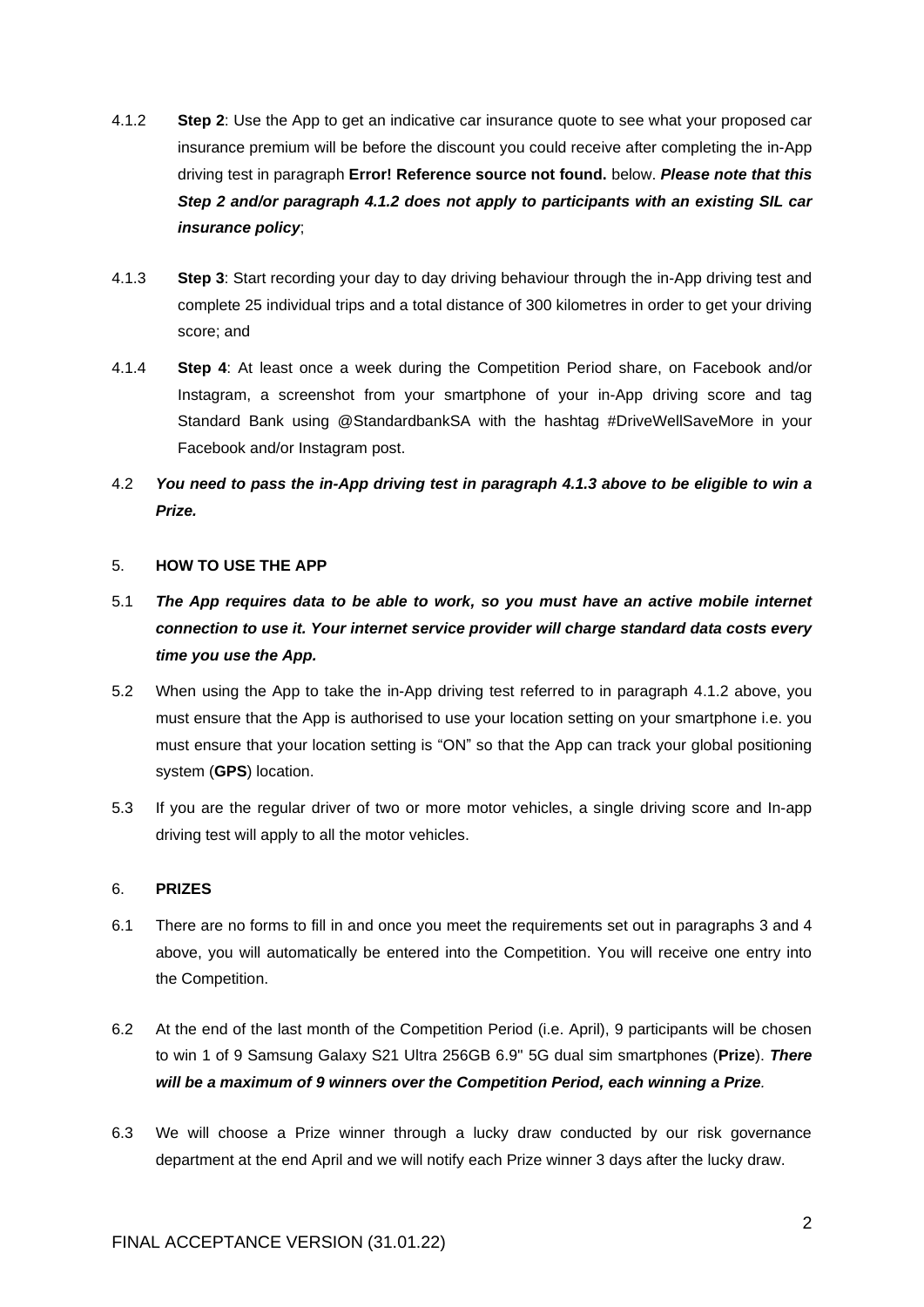4.1.2 **Step 2**: Use the App to get an indicative car insurance quote to see what your proposed car insurance premium will be before the discount you could receive after completing the in-App driving test in paragraph **Error! Reference source not found.** below. ***Please note that this Step 2 and/or paragraph 4.1.2 does not apply to participants with an existing SIL car insurance policy***;

4.1.3 **Step 3**: Start recording your day to day driving behaviour through the in-App driving test and complete 25 individual trips and a total distance of 300 kilometres in order to get your driving score; and

4.1.4 **Step 4**: At least once a week during the Competition Period share, on Facebook and/or Instagram, a screenshot from your smartphone of your in-App driving score and tag Standard Bank using @StandardbankSA with the hashtag #DriveWellSaveMore in your Facebook and/or Instagram post.

4.2 ***You need to pass the in-App driving test in paragraph 4.1.3 above to be eligible to win a Prize.***

5. **HOW TO USE THE APP**

5.1 ***The App requires data to be able to work, so you must have an active mobile internet connection to use it. Your internet service provider will charge standard data costs every time you use the App.***

5.2 When using the App to take the in-App driving test referred to in paragraph 4.1.2 above, you must ensure that the App is authorised to use your location setting on your smartphone i.e. you must ensure that your location setting is "ON" so that the App can track your global positioning system (**GPS**) location.

5.3 If you are the regular driver of two or more motor vehicles, a single driving score and In-app driving test will apply to all the motor vehicles.

6. **PRIZES**

6.1 There are no forms to fill in and once you meet the requirements set out in paragraphs 3 and 4 above, you will automatically be entered into the Competition. You will receive one entry into the Competition.

6.2 At the end of the last month of the Competition Period (i.e. April), 9 participants will be chosen to win 1 of 9 Samsung Galaxy S21 Ultra 256GB 6.9" 5G dual sim smartphones (**Prize**). ***There will be a maximum of 9 winners over the Competition Period, each winning a Prize.***

6.3 We will choose a Prize winner through a lucky draw conducted by our risk governance department at the end April and we will notify each Prize winner 3 days after the lucky draw.

FINAL ACCEPTANCE VERSION (31.01.22)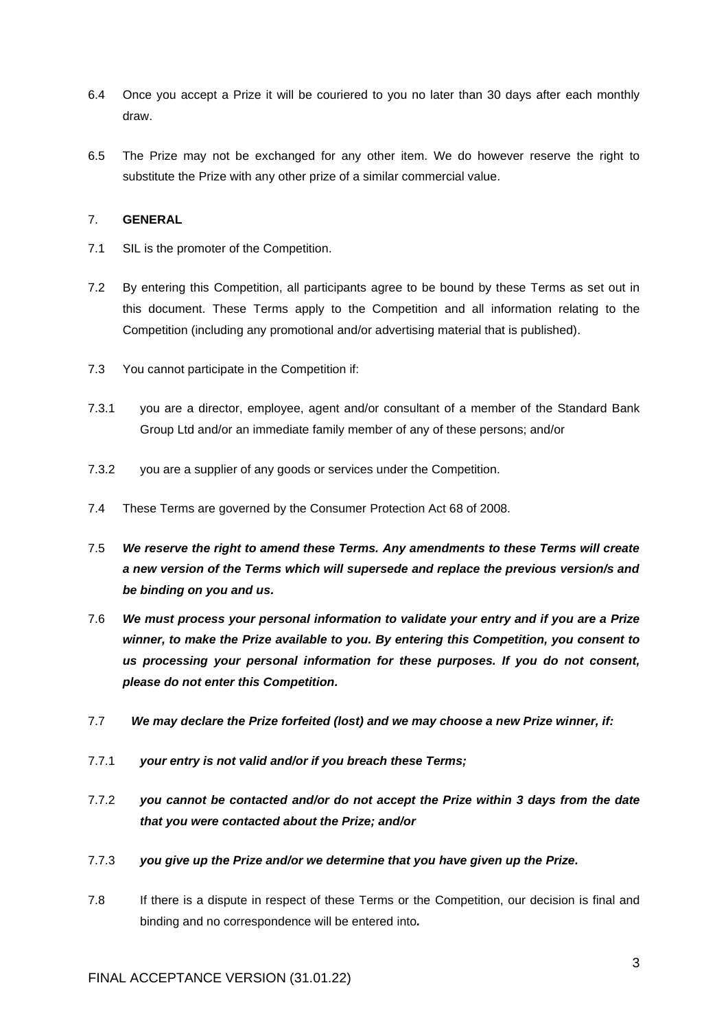6.4 Once you accept a Prize it will be couriered to you no later than 30 days after each monthly draw.

6.5 The Prize may not be exchanged for any other item. We do however reserve the right to substitute the Prize with any other prize of a similar commercial value.

7. **GENERAL**

7.1 SIL is the promoter of the Competition.

7.2 By entering this Competition, all participants agree to be bound by these Terms as set out in this document. These Terms apply to the Competition and all information relating to the Competition (including any promotional and/or advertising material that is published).

7.3 You cannot participate in the Competition if:

7.3.1 you are a director, employee, agent and/or consultant of a member of the Standard Bank Group Ltd and/or an immediate family member of any of these persons; and/or

7.3.2 you are a supplier of any goods or services under the Competition.

7.4 These Terms are governed by the Consumer Protection Act 68 of 2008.

7.5 ***We reserve the right to amend these Terms. Any amendments to these Terms will create a new version of the Terms which will supersede and replace the previous version/s and be binding on you and us.***

7.6 ***We must process your personal information to validate your entry and if you are a Prize winner, to make the Prize available to you. By entering this Competition, you consent to us processing your personal information for these purposes. If you do not consent, please do not enter this Competition.***

7.7 ***We may declare the Prize forfeited (lost) and we may choose a new Prize winner, if:***

7.7.1 ***your entry is not valid and/or if you breach these Terms;***

7.7.2 ***you cannot be contacted and/or do not accept the Prize within 3 days from the date that you were contacted about the Prize; and/or***

7.7.3 ***you give up the Prize and/or we determine that you have given up the Prize.***

7.8 If there is a dispute in respect of these Terms or the Competition, our decision is final and binding and no correspondence will be entered into***.***

FINAL ACCEPTANCE VERSION (31.01.22)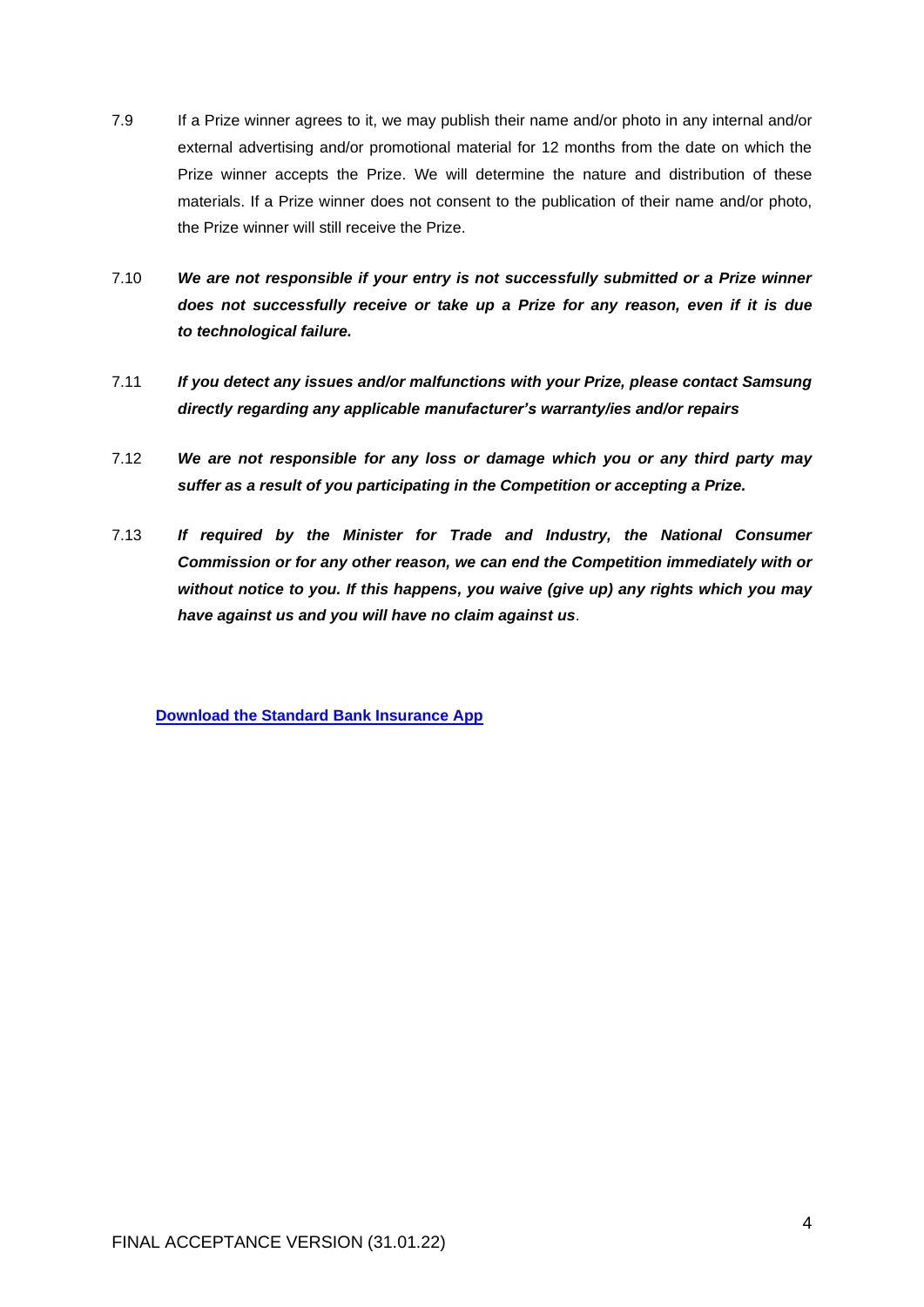7.9 If a Prize winner agrees to it, we may publish their name and/or photo in any internal and/or external advertising and/or promotional material for 12 months from the date on which the Prize winner accepts the Prize. We will determine the nature and distribution of these materials. If a Prize winner does not consent to the publication of their name and/or photo, the Prize winner will still receive the Prize.

7.10 ***We are not responsible if your entry is not successfully submitted or a Prize winner does not successfully receive or take up a Prize for any reason, even if it is due to technological failure.***

7.11 ***If you detect any issues and/or malfunctions with your Prize, please contact Samsung directly regarding any applicable manufacturer's warranty/ies and/or repairs***

7.12 ***We are not responsible for any loss or damage which you or any third party may suffer as a result of you participating in the Competition or accepting a Prize.***

7.13 ***If required by the Minister for Trade and Industry, the National Consumer Commission or for any other reason, we can end the Competition immediately with or without notice to you. If this happens, you waive (give up) any rights which you may have against us and you will have no claim against us***.

**Download the Standard Bank Insurance App**

FINAL ACCEPTANCE VERSION (31.01.22)